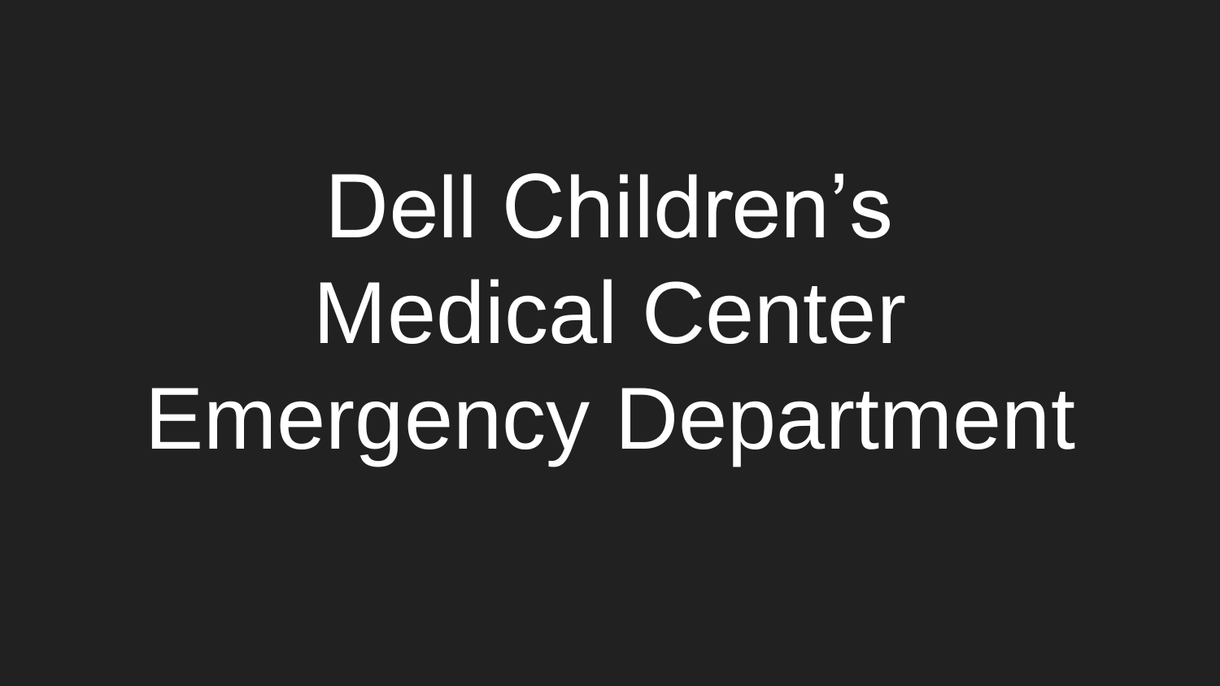# Dell Children's Medical Center Emergency Department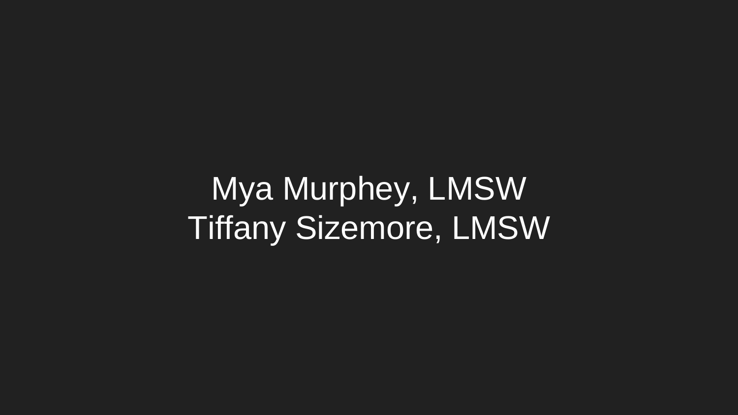Mya Murphey, LMSW
Tiffany Sizemore, LMSW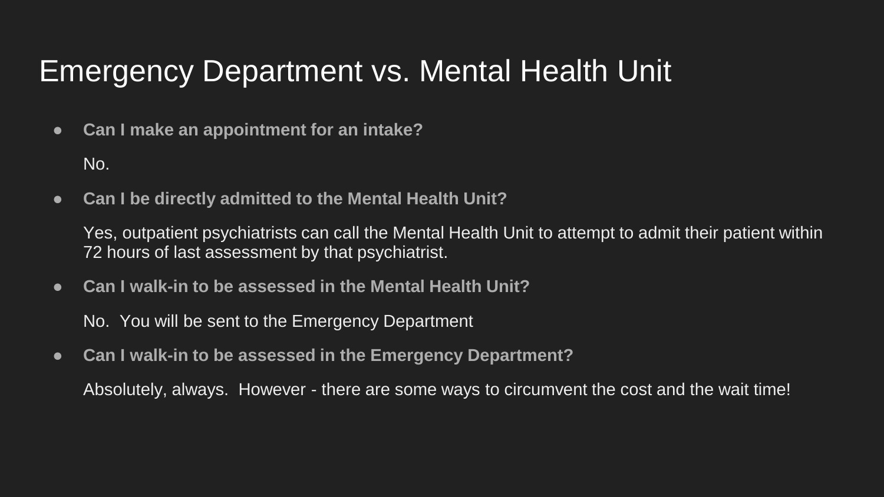# Emergency Department vs. Mental Health Unit

- **Can I make an appointment for an intake?**

  No.

- **Can I be directly admitted to the Mental Health Unit?**

  Yes, outpatient psychiatrists can call the Mental Health Unit to attempt to admit their patient within 72 hours of last assessment by that psychiatrist.

- **Can I walk-in to be assessed in the Mental Health Unit?**

  No.  You will be sent to the Emergency Department

- **Can I walk-in to be assessed in the Emergency Department?**

  Absolutely, always.  However - there are some ways to circumvent the cost and the wait time!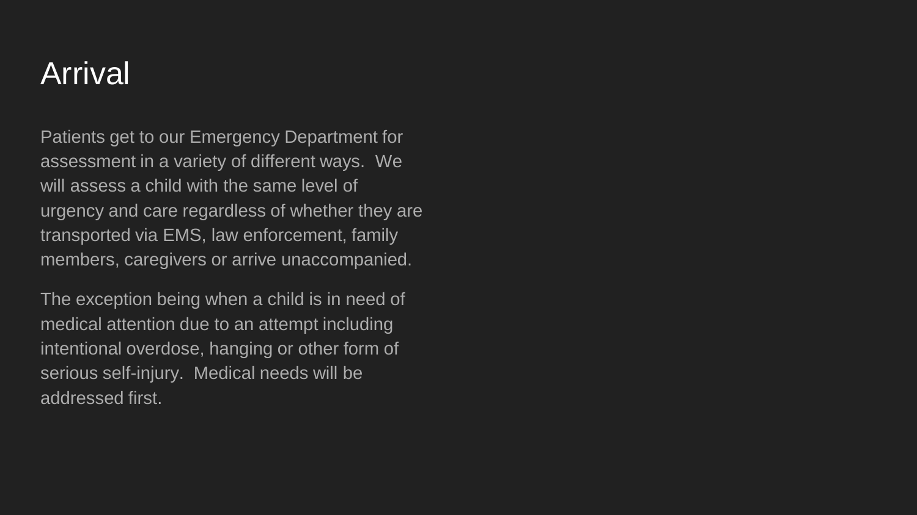# Arrival

Patients get to our Emergency Department for assessment in a variety of different ways.  We will assess a child with the same level of urgency and care regardless of whether they are transported via EMS, law enforcement, family members, caregivers or arrive unaccompanied.

The exception being when a child is in need of medical attention due to an attempt including intentional overdose, hanging or other form of serious self-injury.  Medical needs will be addressed first.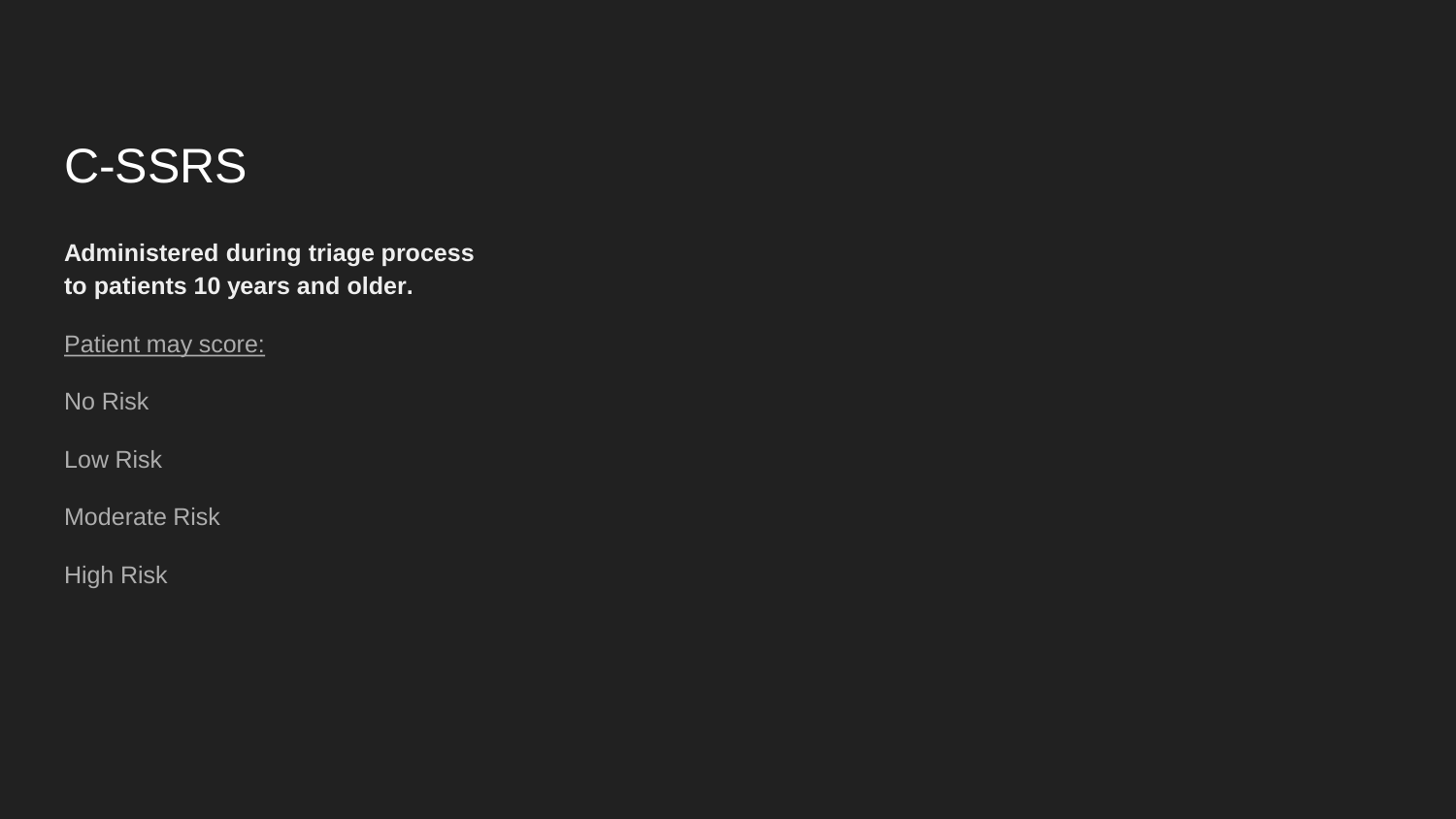# C-SSRS

**Administered during triage process to patients 10 years and older.**

<u>Patient may score:</u>

No Risk

Low Risk

Moderate Risk

High Risk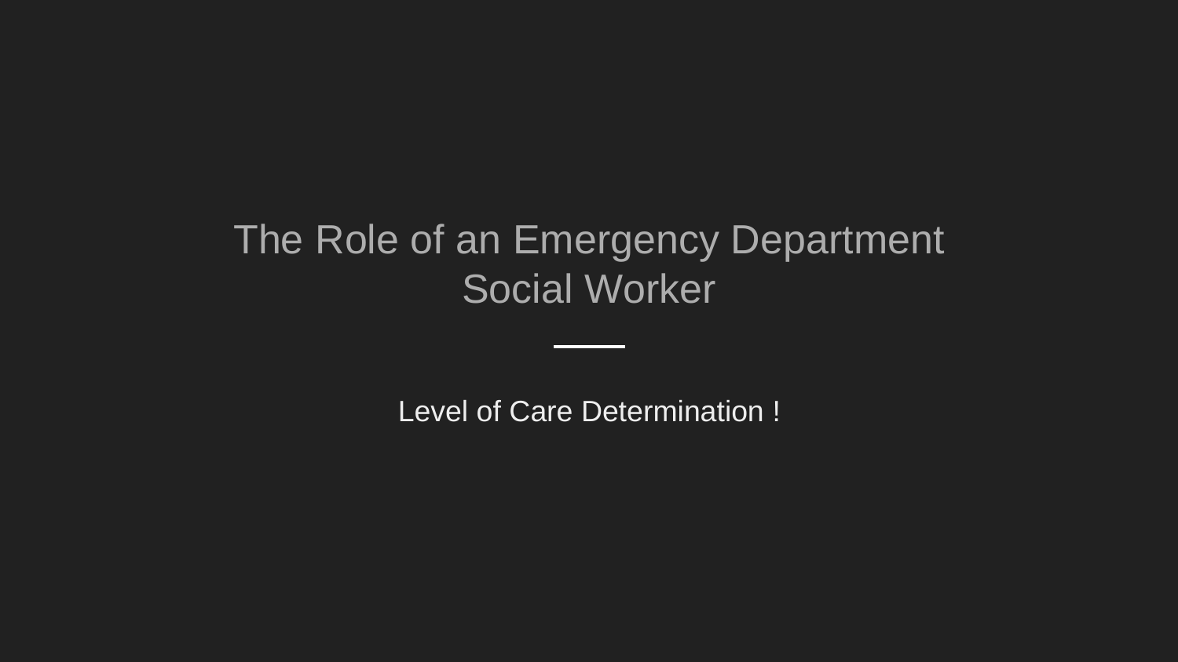# The Role of an Emergency Department Social Worker

Level of Care Determination !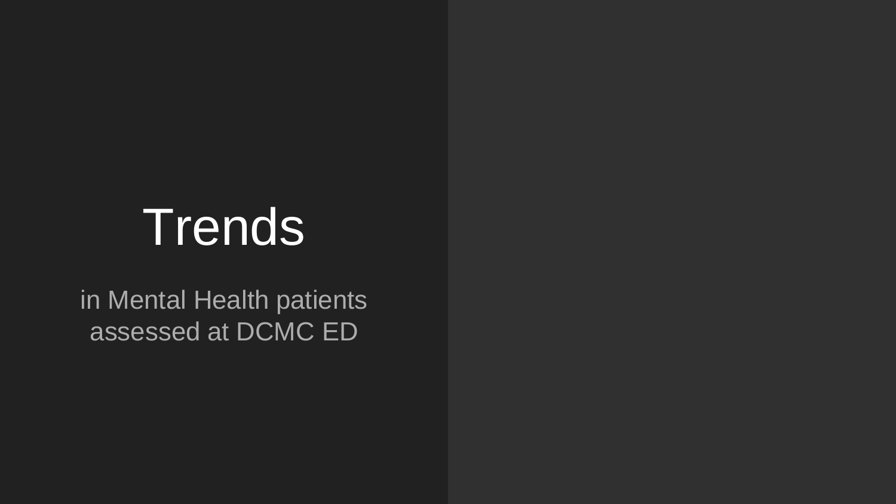# Trends

in Mental Health patients assessed at DCMC ED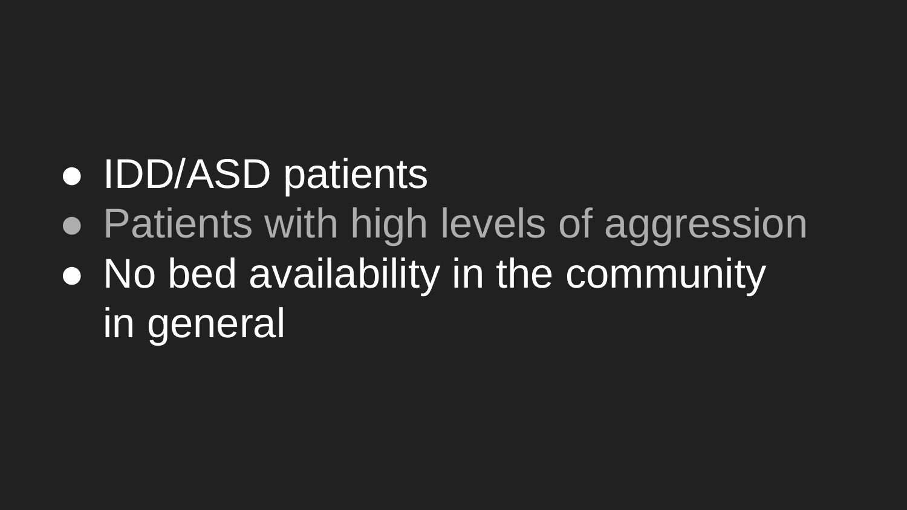- IDD/ASD patients
- Patients with high levels of aggression
- No bed availability in the community in general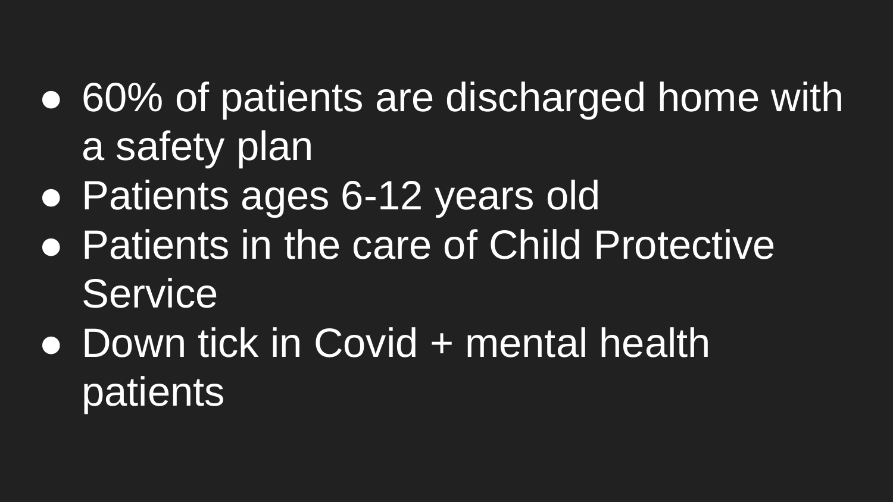- 60% of patients are discharged home with a safety plan
- Patients ages 6-12 years old
- Patients in the care of Child Protective Service
- Down tick in Covid + mental health patients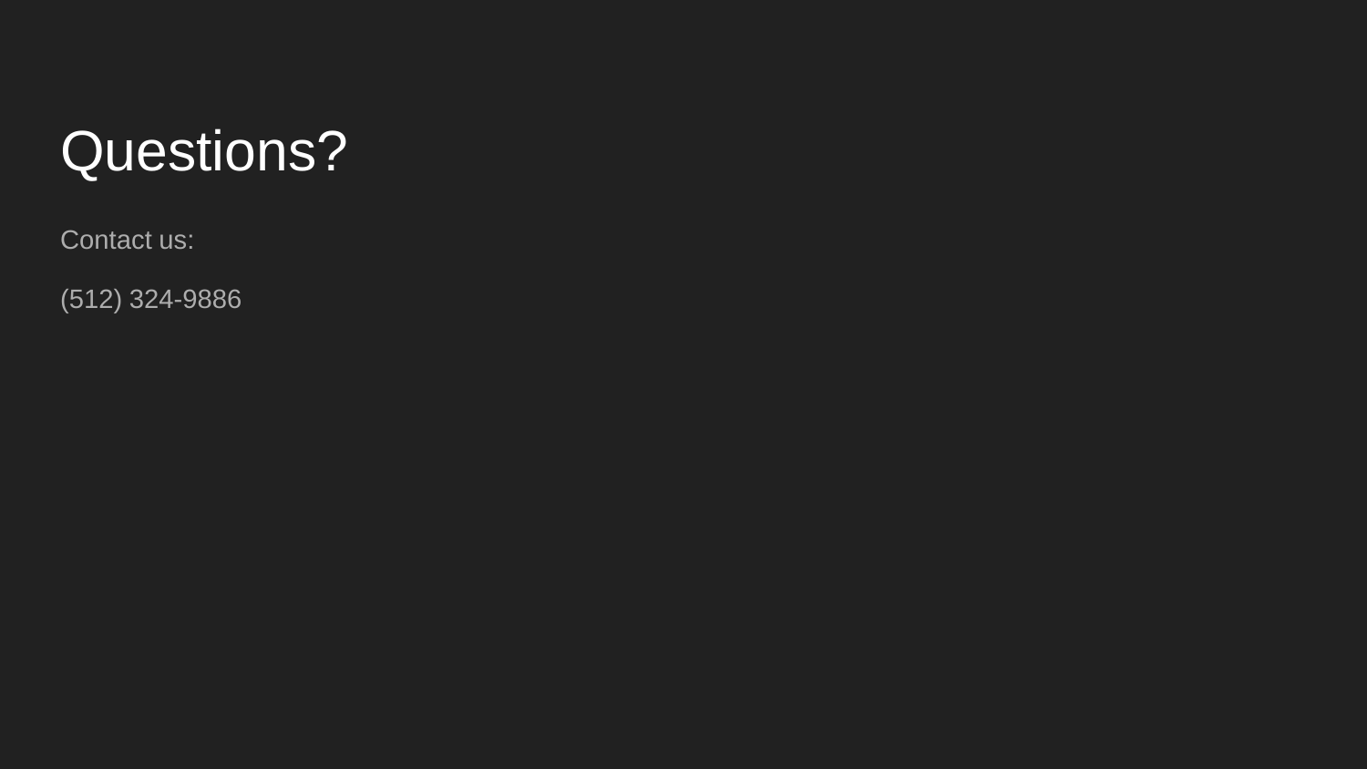# Questions?

Contact us:

(512) 324-9886